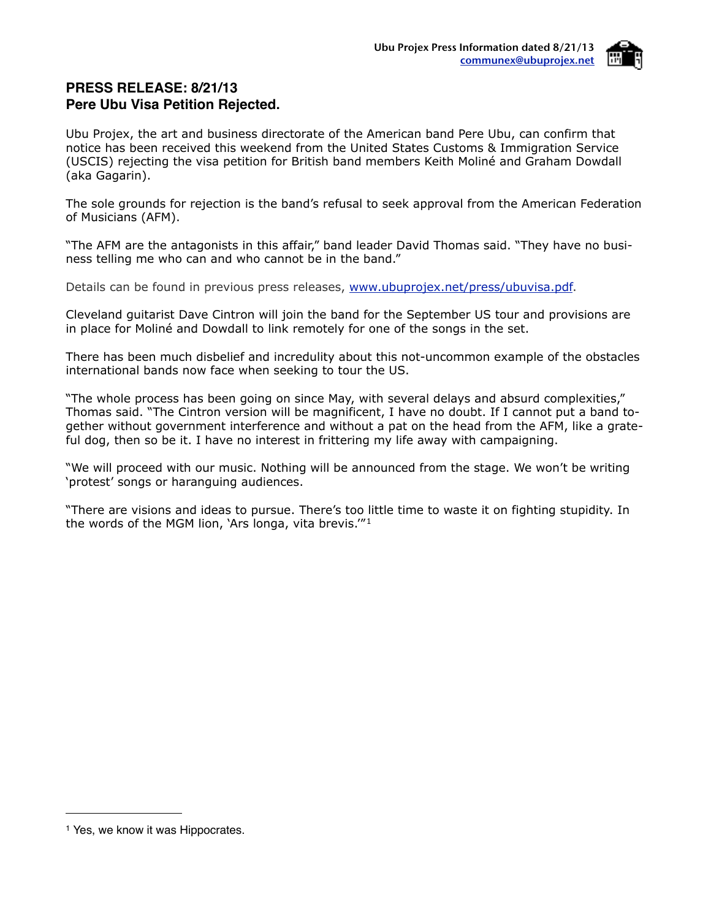Ubu Projex Press Information dated 8/21/13
communex@ubuprojex.net

## PRESS RELEASE: 8/21/13
## Pere Ubu Visa Petition Rejected.

Ubu Projex, the art and business directorate of the American band Pere Ubu, can confirm that notice has been received this weekend from the United States Customs & Immigration Service (USCIS) rejecting the visa petition for British band members Keith Moliné and Graham Dowdall (aka Gagarin).

The sole grounds for rejection is the band's refusal to seek approval from the American Federation of Musicians (AFM).

"The AFM are the antagonists in this affair," band leader David Thomas said. "They have no business telling me who can and who cannot be in the band."

Details can be found in previous press releases, www.ubuprojex.net/press/ubuvisa.pdf.

Cleveland guitarist Dave Cintron will join the band for the September US tour and provisions are in place for Moliné and Dowdall to link remotely for one of the songs in the set.

There has been much disbelief and incredulity about this not-uncommon example of the obstacles international bands now face when seeking to tour the US.

"The whole process has been going on since May, with several delays and absurd complexities," Thomas said. "The Cintron version will be magnificent, I have no doubt. If I cannot put a band together without government interference and without a pat on the head from the AFM, like a grateful dog, then so be it. I have no interest in frittering my life away with campaigning.

"We will proceed with our music. Nothing will be announced from the stage. We won't be writing 'protest' songs or haranguing audiences.

"There are visions and ideas to pursue. There's too little time to waste it on fighting stupidity. In the words of the MGM lion, 'Ars longa, vita brevis.'"[1]

---

[1] Yes, we know it was Hippocrates.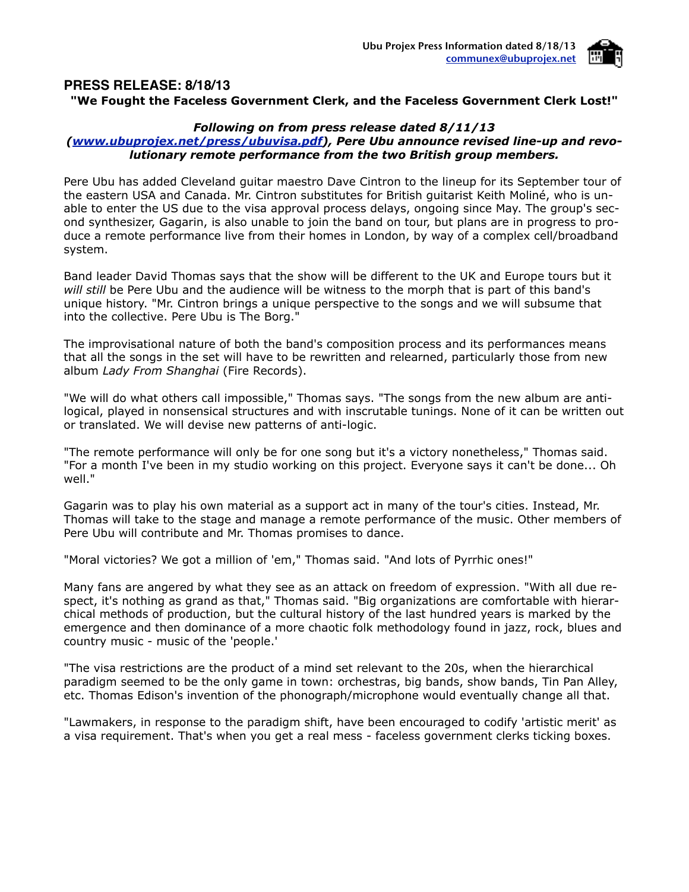## PRESS RELEASE: 8/18/13

**"We Fought the Faceless Government Clerk, and the Faceless Government Clerk Lost!"**

***Following on from press release dated 8/11/13 ([www.ubuprojex.net/press/ubuvisa.pdf](www.ubuprojex.net/press/ubuvisa.pdf)), Pere Ubu announce revised line-up and revolutionary remote performance from the two British group members.***

Pere Ubu has added Cleveland guitar maestro Dave Cintron to the lineup for its September tour of the eastern USA and Canada. Mr. Cintron substitutes for British guitarist Keith Moliné, who is unable to enter the US due to the visa approval process delays, ongoing since May. The group's second synthesizer, Gagarin, is also unable to join the band on tour, but plans are in progress to produce a remote performance live from their homes in London, by way of a complex cell/broadband system.

Band leader David Thomas says that the show will be different to the UK and Europe tours but it *will still* be Pere Ubu and the audience will be witness to the morph that is part of this band's unique history. "Mr. Cintron brings a unique perspective to the songs and we will subsume that into the collective. Pere Ubu is The Borg."

The improvisational nature of both the band's composition process and its performances means that all the songs in the set will have to be rewritten and relearned, particularly those from new album *Lady From Shanghai* (Fire Records).

"We will do what others call impossible," Thomas says. "The songs from the new album are anti-logical, played in nonsensical structures and with inscrutable tunings. None of it can be written out or translated. We will devise new patterns of anti-logic.

"The remote performance will only be for one song but it's a victory nonetheless," Thomas said. "For a month I've been in my studio working on this project. Everyone says it can't be done... Oh well."

Gagarin was to play his own material as a support act in many of the tour's cities. Instead, Mr. Thomas will take to the stage and manage a remote performance of the music. Other members of Pere Ubu will contribute and Mr. Thomas promises to dance.

"Moral victories? We got a million of 'em," Thomas said. "And lots of Pyrrhic ones!"

Many fans are angered by what they see as an attack on freedom of expression. "With all due respect, it's nothing as grand as that," Thomas said. "Big organizations are comfortable with hierarchical methods of production, but the cultural history of the last hundred years is marked by the emergence and then dominance of a more chaotic folk methodology found in jazz, rock, blues and country music - music of the 'people.'

"The visa restrictions are the product of a mind set relevant to the 20s, when the hierarchical paradigm seemed to be the only game in town: orchestras, big bands, show bands, Tin Pan Alley, etc. Thomas Edison's invention of the phonograph/microphone would eventually change all that.

"Lawmakers, in response to the paradigm shift, have been encouraged to codify 'artistic merit' as a visa requirement. That's when you get a real mess - faceless government clerks ticking boxes.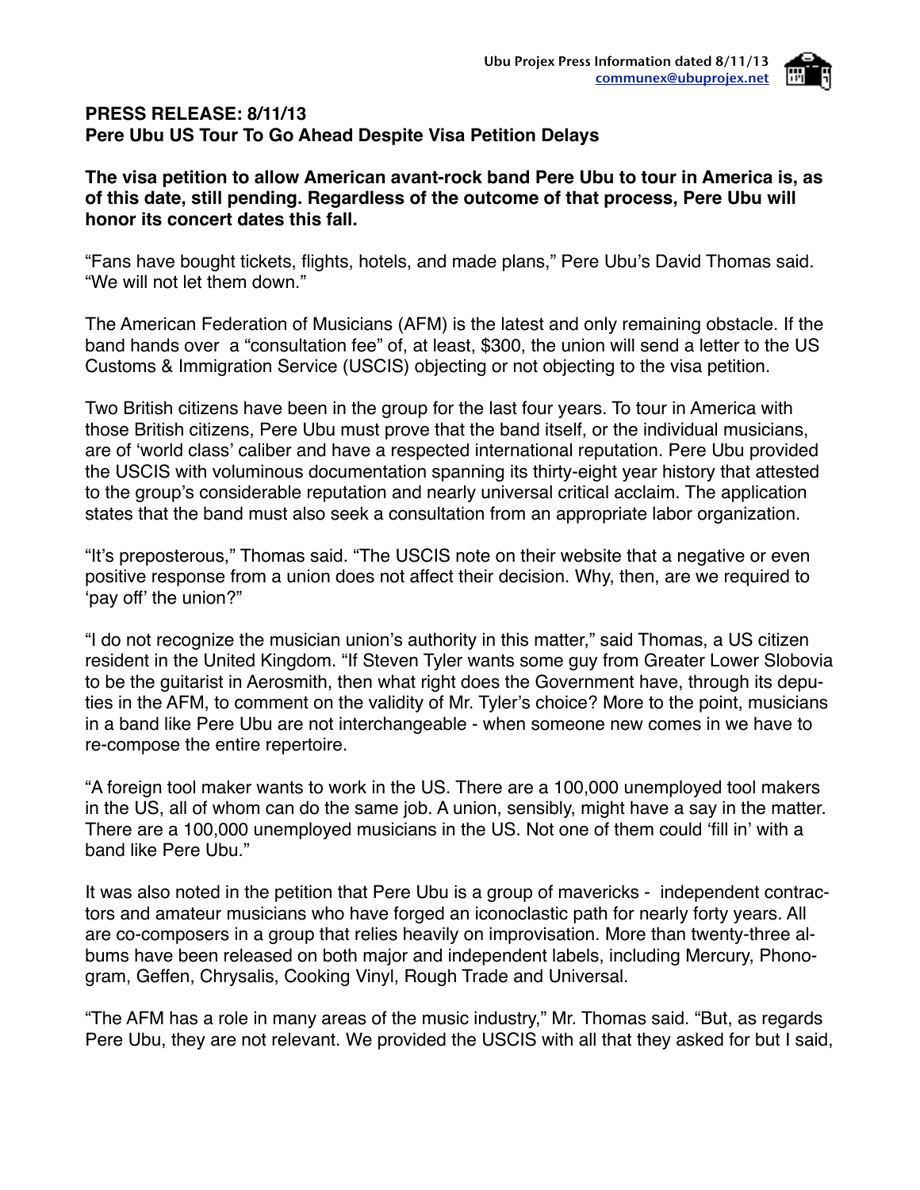**PRESS RELEASE: 8/11/13**
**Pere Ubu US Tour To Go Ahead Despite Visa Petition Delays**

**The visa petition to allow American avant-rock band Pere Ubu to tour in America is, as of this date, still pending. Regardless of the outcome of that process, Pere Ubu will honor its concert dates this fall.**

“Fans have bought tickets, flights, hotels, and made plans,” Pere Ubu’s David Thomas said. “We will not let them down.”

The American Federation of Musicians (AFM) is the latest and only remaining obstacle. If the band hands over a “consultation fee” of, at least, $300, the union will send a letter to the US Customs & Immigration Service (USCIS) objecting or not objecting to the visa petition.

Two British citizens have been in the group for the last four years. To tour in America with those British citizens, Pere Ubu must prove that the band itself, or the individual musicians, are of ‘world class’ caliber and have a respected international reputation. Pere Ubu provided the USCIS with voluminous documentation spanning its thirty-eight year history that attested to the group’s considerable reputation and nearly universal critical acclaim. The application states that the band must also seek a consultation from an appropriate labor organization.

“It’s preposterous,” Thomas said. “The USCIS note on their website that a negative or even positive response from a union does not affect their decision. Why, then, are we required to ‘pay off’ the union?”

“I do not recognize the musician union’s authority in this matter,” said Thomas, a US citizen resident in the United Kingdom. “If Steven Tyler wants some guy from Greater Lower Slobovia to be the guitarist in Aerosmith, then what right does the Government have, through its deputies in the AFM, to comment on the validity of Mr. Tyler’s choice? More to the point, musicians in a band like Pere Ubu are not interchangeable - when someone new comes in we have to re-compose the entire repertoire.

“A foreign tool maker wants to work in the US. There are a 100,000 unemployed tool makers in the US, all of whom can do the same job. A union, sensibly, might have a say in the matter. There are a 100,000 unemployed musicians in the US. Not one of them could ‘fill in’ with a band like Pere Ubu.”

It was also noted in the petition that Pere Ubu is a group of mavericks - independent contractors and amateur musicians who have forged an iconoclastic path for nearly forty years. All are co-composers in a group that relies heavily on improvisation. More than twenty-three albums have been released on both major and independent labels, including Mercury, Phonogram, Geffen, Chrysalis, Cooking Vinyl, Rough Trade and Universal.

“The AFM has a role in many areas of the music industry,” Mr. Thomas said. “But, as regards Pere Ubu, they are not relevant. We provided the USCIS with all that they asked for but I said,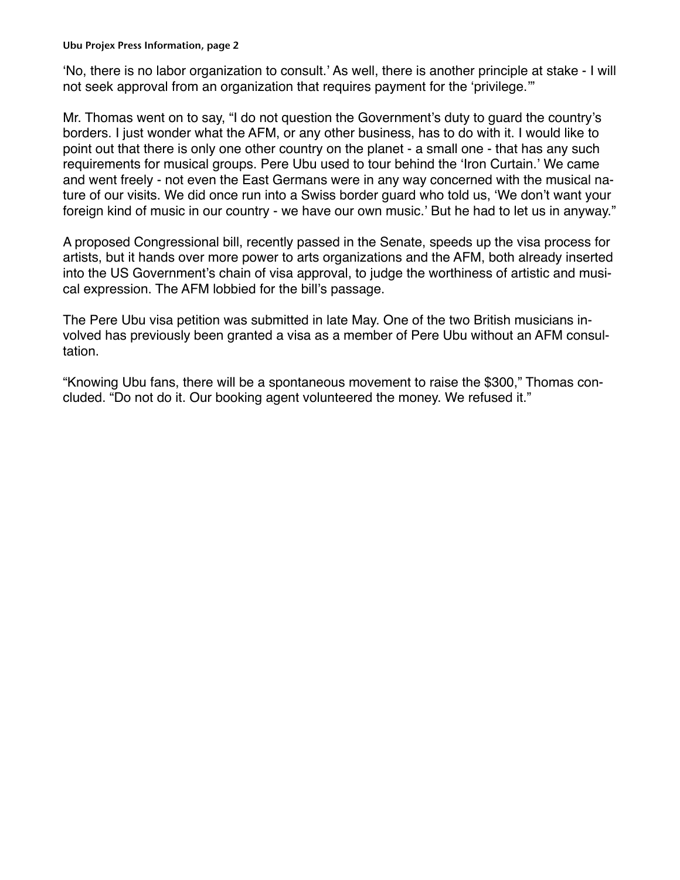'No, there is no labor organization to consult.' As well, there is another principle at stake - I will not seek approval from an organization that requires payment for the 'privilege.'"

Mr. Thomas went on to say, "I do not question the Government's duty to guard the country's borders. I just wonder what the AFM, or any other business, has to do with it. I would like to point out that there is only one other country on the planet - a small one - that has any such requirements for musical groups. Pere Ubu used to tour behind the 'Iron Curtain.' We came and went freely - not even the East Germans were in any way concerned with the musical nature of our visits. We did once run into a Swiss border guard who told us, 'We don't want your foreign kind of music in our country - we have our own music.' But he had to let us in anyway."

A proposed Congressional bill, recently passed in the Senate, speeds up the visa process for artists, but it hands over more power to arts organizations and the AFM, both already inserted into the US Government's chain of visa approval, to judge the worthiness of artistic and musical expression. The AFM lobbied for the bill's passage.

The Pere Ubu visa petition was submitted in late May. One of the two British musicians involved has previously been granted a visa as a member of Pere Ubu without an AFM consultation.

"Knowing Ubu fans, there will be a spontaneous movement to raise the $300," Thomas concluded. "Do not do it. Our booking agent volunteered the money. We refused it."